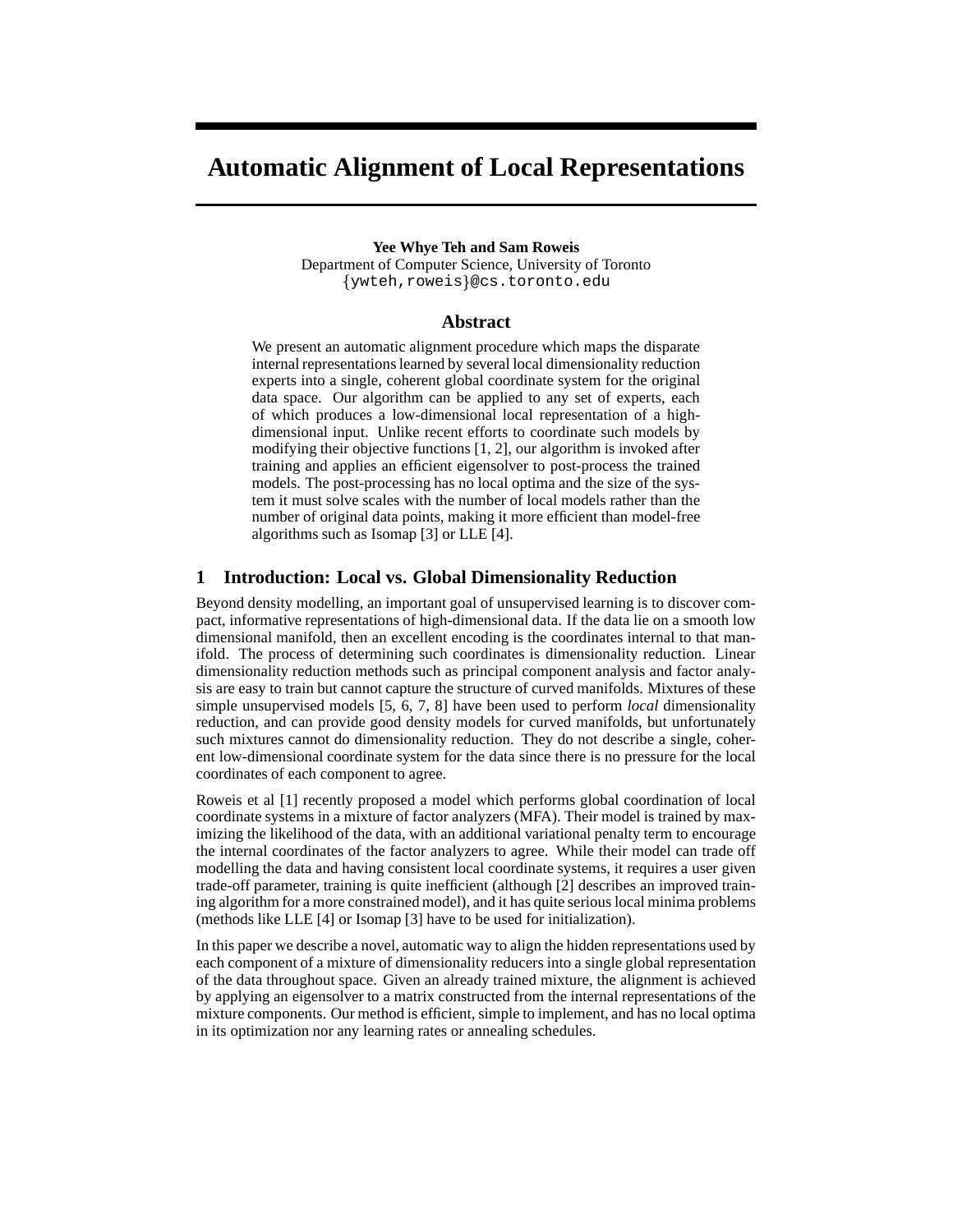# Automatic Alignment of Local Representations

**Yee Whye Teh and Sam Roweis**
Department of Computer Science, University of Toronto
{ywteh,roweis}@cs.toronto.edu

## Abstract

We present an automatic alignment procedure which maps the disparate internal representations learned by several local dimensionality reduction experts into a single, coherent global coordinate system for the original data space. Our algorithm can be applied to any set of experts, each of which produces a low-dimensional local representation of a high-dimensional input. Unlike recent efforts to coordinate such models by modifying their objective functions [1, 2], our algorithm is invoked after training and applies an efficient eigensolver to post-process the trained models. The post-processing has no local optima and the size of the system it must solve scales with the number of local models rather than the number of original data points, making it more efficient than model-free algorithms such as Isomap [3] or LLE [4].

## 1 Introduction: Local vs. Global Dimensionality Reduction

Beyond density modelling, an important goal of unsupervised learning is to discover compact, informative representations of high-dimensional data. If the data lie on a smooth low dimensional manifold, then an excellent encoding is the coordinates internal to that manifold. The process of determining such coordinates is dimensionality reduction. Linear dimensionality reduction methods such as principal component analysis and factor analysis are easy to train but cannot capture the structure of curved manifolds. Mixtures of these simple unsupervised models [5, 6, 7, 8] have been used to perform *local* dimensionality reduction, and can provide good density models for curved manifolds, but unfortunately such mixtures cannot do dimensionality reduction. They do not describe a single, coherent low-dimensional coordinate system for the data since there is no pressure for the local coordinates of each component to agree.

Roweis et al [1] recently proposed a model which performs global coordination of local coordinate systems in a mixture of factor analyzers (MFA). Their model is trained by maximizing the likelihood of the data, with an additional variational penalty term to encourage the internal coordinates of the factor analyzers to agree. While their model can trade off modelling the data and having consistent local coordinate systems, it requires a user given trade-off parameter, training is quite inefficient (although [2] describes an improved training algorithm for a more constrained model), and it has quite serious local minima problems (methods like LLE [4] or Isomap [3] have to be used for initialization).

In this paper we describe a novel, automatic way to align the hidden representations used by each component of a mixture of dimensionality reducers into a single global representation of the data throughout space. Given an already trained mixture, the alignment is achieved by applying an eigensolver to a matrix constructed from the internal representations of the mixture components. Our method is efficient, simple to implement, and has no local optima in its optimization nor any learning rates or annealing schedules.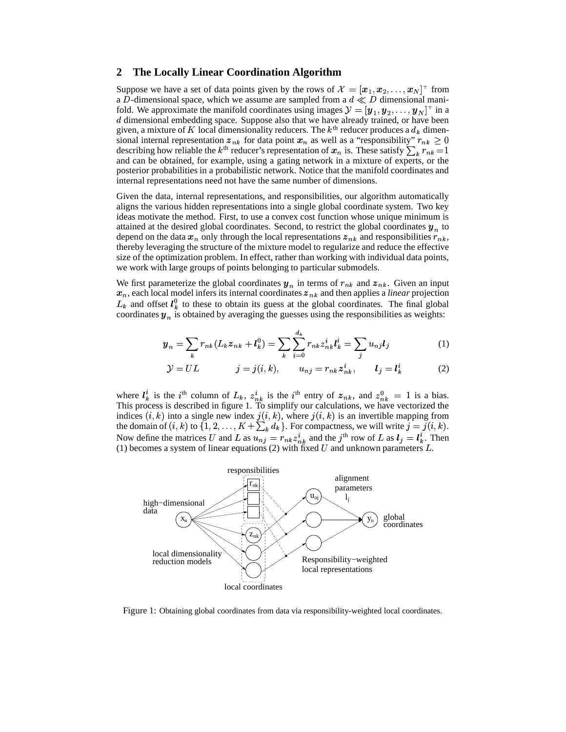## 2 The Locally Linear Coordination Algorithm

Suppose we have a set of data points given by the rows of $\mathcal{X} = [\boldsymbol{x}_1, \boldsymbol{x}_2, \ldots, \boldsymbol{x}_N]^\top$ from a $D$-dimensional space, which we assume are sampled from a $d \ll D$ dimensional manifold. We approximate the manifold coordinates using images $\mathcal{Y} = [\boldsymbol{y}_1, \boldsymbol{y}_2, \ldots, \boldsymbol{y}_N]^\top$ in a $d$ dimensional embedding space. Suppose also that we have already trained, or have been given, a mixture of $K$ local dimensionality reducers. The $k^{\text{th}}$ reducer produces a $d_k$ dimensional internal representation $\boldsymbol{z}_{nk}$ for data point $\boldsymbol{x}_n$ as well as a "responsibility" $r_{nk} \geq 0$ describing how reliable the $k^{\text{th}}$ reducer's representation of $\boldsymbol{x}_n$ is. These satisfy $\sum_k r_{nk} = 1$ and can be obtained, for example, using a gating network in a mixture of experts, or the posterior probabilities in a probabilistic network. Notice that the manifold coordinates and internal representations need not have the same number of dimensions.

Given the data, internal representations, and responsibilities, our algorithm automatically aligns the various hidden representations into a single global coordinate system. Two key ideas motivate the method. First, to use a convex cost function whose unique minimum is attained at the desired global coordinates. Second, to restrict the global coordinates $\boldsymbol{y}_n$ to depend on the data $\boldsymbol{x}_n$ only through the local representations $\boldsymbol{z}_{nk}$ and responsibilities $r_{nk}$, thereby leveraging the structure of the mixture model to regularize and reduce the effective size of the optimization problem. In effect, rather than working with individual data points, we work with large groups of points belonging to particular submodels.

We first parameterize the global coordinates $\boldsymbol{y}_n$ in terms of $r_{nk}$ and $\boldsymbol{z}_{nk}$. Given an input $\boldsymbol{x}_n$, each local model infers its internal coordinates $\boldsymbol{z}_{nk}$ and then applies a *linear* projection $L_k$ and offset $\boldsymbol{l}_k^0$ to these to obtain its guess at the global coordinates. The final global coordinates $\boldsymbol{y}_n$ is obtained by averaging the guesses using the responsibilities as weights:

$$\boldsymbol{y}_n = \sum_k r_{nk} (L_k \boldsymbol{z}_{nk} + \boldsymbol{l}_k^0) = \sum_k \sum_{i=0}^{d_k} r_{nk} z_{nk}^i \boldsymbol{l}_k^i = \sum_j u_{nj} \boldsymbol{l}_j \tag{1}$$

$$\mathcal{Y} = UL \qquad\qquad j = j(i,k), \qquad u_{nj} = r_{nk} z_{nk}^i, \qquad \boldsymbol{l}_j = \boldsymbol{l}_k^i \tag{2}$$

where $\boldsymbol{l}_k^i$ is the $i^{\text{th}}$ column of $L_k$, $z_{nk}^i$ is the $i^{\text{th}}$ entry of $\boldsymbol{z}_{nk}$, and $z_{nk}^0 = 1$ is a bias. This process is described in figure 1. To simplify our calculations, we have vectorized the indices $(i,k)$ into a single new index $j(i,k)$, where $j(i,k)$ is an invertible mapping from the domain of $(i,k)$ to $\{1, 2, \ldots, K + \sum_k d_k\}$. For compactness, we will write $j = j(i,k)$. Now define the matrices $U$ and $L$ as $u_{nj} = r_{nk} z_{nk}^i$ and the $j^{\text{th}}$ row of $L$ as $\boldsymbol{l}_j = \boldsymbol{l}_k^i$. Then (1) becomes a system of linear equations (2) with fixed $U$ and unknown parameters $L$.

Figure 1: Obtaining global coordinates from data via responsibility-weighted local coordinates.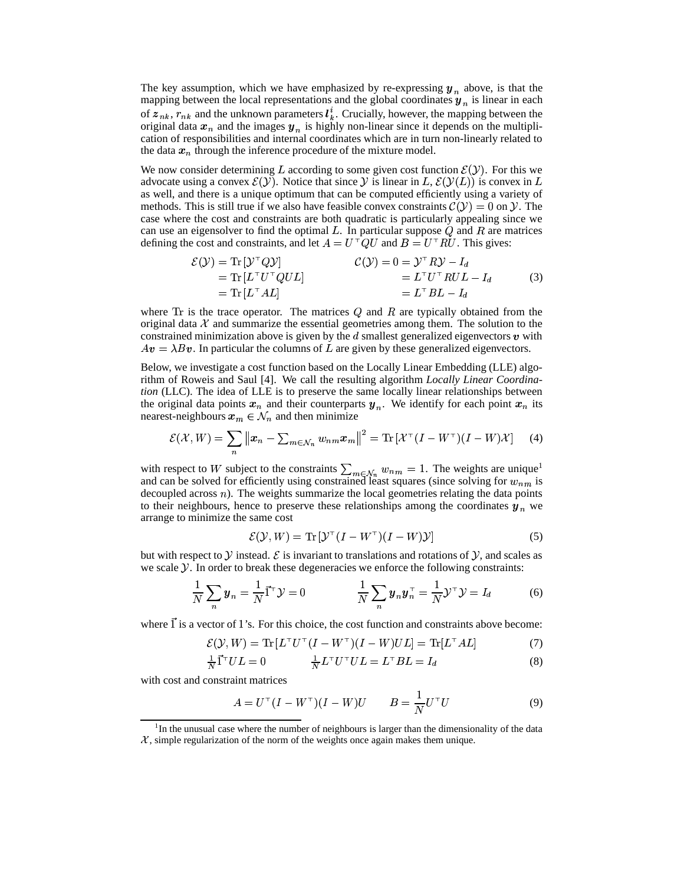The key assumption, which we have emphasized by re-expressing $\boldsymbol{y}_n$ above, is that the mapping between the local representations and the global coordinates $\boldsymbol{y}_n$ is linear in each of $\boldsymbol{z}_{nk}$, $r_{nk}$ and the unknown parameters $\boldsymbol{l}_k^i$. Crucially, however, the mapping between the original data $\boldsymbol{x}_n$ and the images $\boldsymbol{y}_n$ is highly non-linear since it depends on the multiplication of responsibilities and internal coordinates which are in turn non-linearly related to the data $\boldsymbol{x}_n$ through the inference procedure of the mixture model.

We now consider determining $L$ according to some given cost function $\mathcal{E}(\mathcal{Y})$. For this we advocate using a convex $\mathcal{E}(\mathcal{Y})$. Notice that since $\mathcal{Y}$ is linear in $L$, $\mathcal{E}(\mathcal{Y}(L))$ is convex in $L$ as well, and there is a unique optimum that can be computed efficiently using a variety of methods. This is still true if we also have feasible convex constraints $\mathcal{C}(\mathcal{Y}) = 0$ on $\mathcal{Y}$. The case where the cost and constraints are both quadratic is particularly appealing since we can use an eigensolver to find the optimal $L$. In particular suppose $Q$ and $R$ are matrices defining the cost and constraints, and let $A = U^\top QU$ and $B = U^\top RU$. This gives:

$$
\begin{aligned}
\mathcal{E}(\mathcal{Y}) &= \operatorname{Tr}[\mathcal{Y}^\top Q\mathcal{Y}] & \mathcal{C}(\mathcal{Y}) = 0 &= \mathcal{Y}^\top R\mathcal{Y} - I_d \\
&= \operatorname{Tr}[L^\top U^\top QUL] & &= L^\top U^\top RUL - I_d \\
&= \operatorname{Tr}[L^\top AL] & &= L^\top BL - I_d
\end{aligned}
\tag{3}
$$

where Tr is the trace operator. The matrices $Q$ and $R$ are typically obtained from the original data $\mathcal{X}$ and summarize the essential geometries among them. The solution to the constrained minimization above is given by the $d$ smallest generalized eigenvectors $\boldsymbol{v}$ with $A\boldsymbol{v} = \lambda B\boldsymbol{v}$. In particular the columns of $L$ are given by these generalized eigenvectors.

Below, we investigate a cost function based on the Locally Linear Embedding (LLE) algorithm of Roweis and Saul [4]. We call the resulting algorithm *Locally Linear Coordination* (LLC). The idea of LLE is to preserve the same locally linear relationships between the original data points $\boldsymbol{x}_n$ and their counterparts $\boldsymbol{y}_n$. We identify for each point $\boldsymbol{x}_n$ its nearest-neighbours $\boldsymbol{x}_m \in \mathcal{N}_n$ and then minimize

$$
\mathcal{E}(\mathcal{X}, W) = \sum_n \left\| \boldsymbol{x}_n - \textstyle\sum_{m \in \mathcal{N}_n} w_{nm} \boldsymbol{x}_m \right\|^2 = \operatorname{Tr}[\mathcal{X}^\top (I - W^\top)(I - W)\mathcal{X}] \tag{4}
$$

with respect to $W$ subject to the constraints $\sum_{m \in \mathcal{N}_n} w_{nm} = 1$. The weights are unique[1] and can be solved for efficiently using constrained least squares (since solving for $w_{nm}$ is decoupled across $n$). The weights summarize the local geometries relating the data points to their neighbours, hence to preserve these relationships among the coordinates $\boldsymbol{y}_n$ we arrange to minimize the same cost

$$
\mathcal{E}(\mathcal{Y}, W) = \operatorname{Tr}[\mathcal{Y}^\top (I - W^\top)(I - W)\mathcal{Y}] \tag{5}
$$

but with respect to $\mathcal{Y}$ instead. $\mathcal{E}$ is invariant to translations and rotations of $\mathcal{Y}$, and scales as we scale $\mathcal{Y}$. In order to break these degeneracies we enforce the following constraints:

$$
\frac{1}{N}\sum_n \boldsymbol{y}_n = \frac{1}{N}\vec{1}^\top \mathcal{Y} = 0 \qquad\qquad \frac{1}{N}\sum_n \boldsymbol{y}_n \boldsymbol{y}_n^\top = \frac{1}{N}\mathcal{Y}^\top\mathcal{Y} = I_d \tag{6}
$$

where $\vec{1}$ is a vector of 1's. For this choice, the cost function and constraints above become:

$$
\mathcal{E}(\mathcal{Y}, W) = \operatorname{Tr}[L^\top U^\top (I - W^\top)(I - W)UL] = \operatorname{Tr}[L^\top AL] \tag{7}
$$

$$
\tfrac{1}{N}\vec{1}^\top UL = 0 \qquad\qquad \tfrac{1}{N}L^\top U^\top UL = L^\top BL = I_d \tag{8}
$$

with cost and constraint matrices

$$
A = U^\top (I - W^\top)(I - W)U \qquad B = \frac{1}{N}U^\top U \tag{9}
$$

[1] In the unusual case where the number of neighbours is larger than the dimensionality of the data $\mathcal{X}$, simple regularization of the norm of the weights once again makes them unique.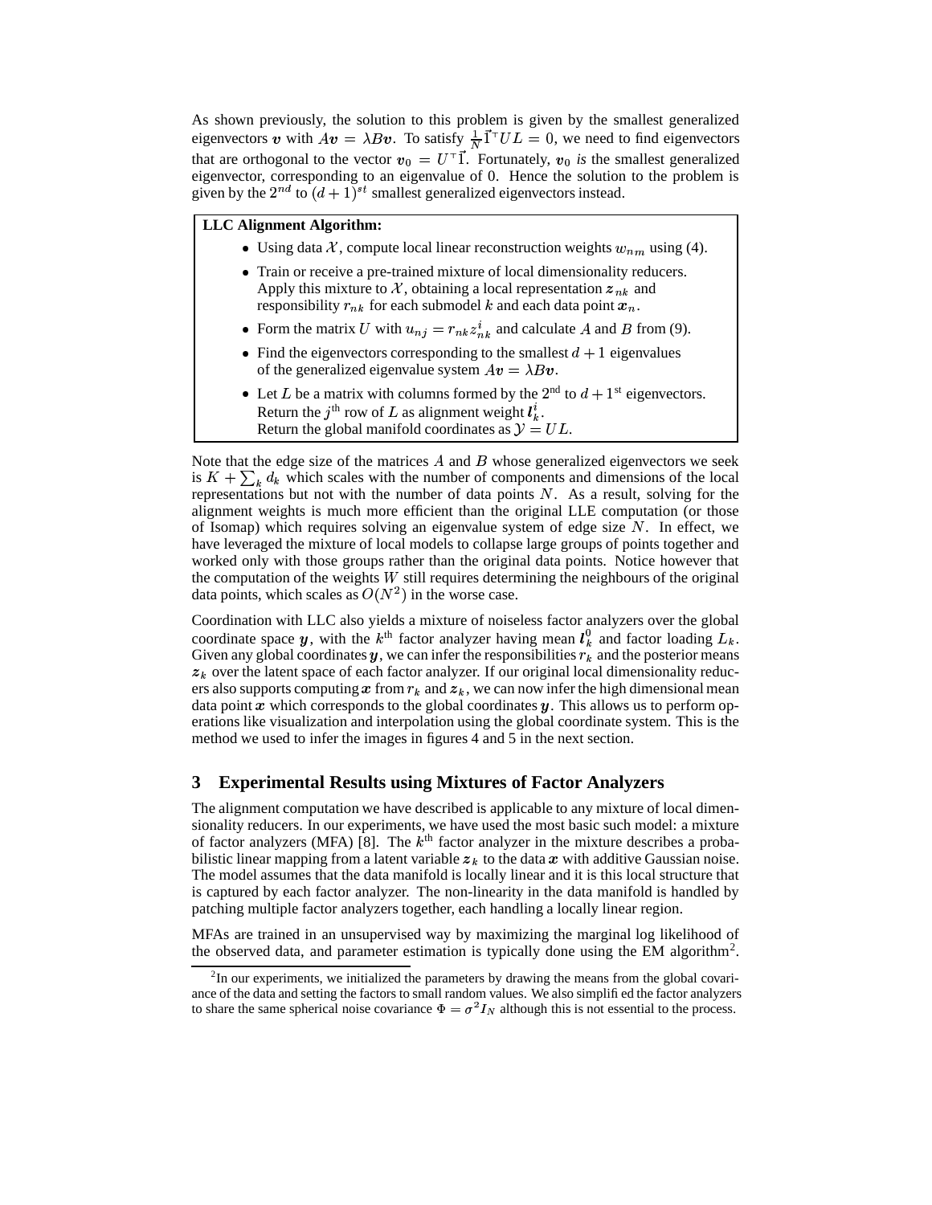As shown previously, the solution to this problem is given by the smallest generalized eigenvectors $\boldsymbol{v}$ with $A\boldsymbol{v} = \lambda B\boldsymbol{v}$. To satisfy $\frac{1}{N}\vec{1}^\top UL = 0$, we need to find eigenvectors that are orthogonal to the vector $\boldsymbol{v}_0 = U^\top\vec{1}$. Fortunately, $\boldsymbol{v}_0$ *is* the smallest generalized eigenvector, corresponding to an eigenvalue of 0. Hence the solution to the problem is given by the $2^{nd}$ to $(d+1)^{st}$ smallest generalized eigenvectors instead.

**LLC Alignment Algorithm:**

- Using data $\mathcal{X}$, compute local linear reconstruction weights $w_{nm}$ using (4).
- Train or receive a pre-trained mixture of local dimensionality reducers. Apply this mixture to $\mathcal{X}$, obtaining a local representation $\boldsymbol{z}_{nk}$ and responsibility $r_{nk}$ for each submodel $k$ and each data point $\boldsymbol{x}_n$.
- Form the matrix $U$ with $u_{nj} = r_{nk} z_{nk}^i$ and calculate $A$ and $B$ from (9).
- Find the eigenvectors corresponding to the smallest $d+1$ eigenvalues of the generalized eigenvalue system $A\boldsymbol{v} = \lambda B\boldsymbol{v}$.
- Let $L$ be a matrix with columns formed by the $2^{\text{nd}}$ to $d+1^{\text{st}}$ eigenvectors. Return the $j^{\text{th}}$ row of $L$ as alignment weight $\boldsymbol{l}_k^i$. Return the global manifold coordinates as $\mathcal{Y} = UL$.

Note that the edge size of the matrices $A$ and $B$ whose generalized eigenvectors we seek is $K + \sum_k d_k$ which scales with the number of components and dimensions of the local representations but not with the number of data points $N$. As a result, solving for the alignment weights is much more efficient than the original LLE computation (or those of Isomap) which requires solving an eigenvalue system of edge size $N$. In effect, we have leveraged the mixture of local models to collapse large groups of points together and worked only with those groups rather than the original data points. Notice however that the computation of the weights $W$ still requires determining the neighbours of the original data points, which scales as $O(N^2)$ in the worse case.

Coordination with LLC also yields a mixture of noiseless factor analyzers over the global coordinate space $\boldsymbol{y}$, with the $k^{\text{th}}$ factor analyzer having mean $\boldsymbol{l}_k^0$ and factor loading $L_k$. Given any global coordinates $\boldsymbol{y}$, we can infer the responsibilities $r_k$ and the posterior means $\boldsymbol{z}_k$ over the latent space of each factor analyzer. If our original local dimensionality reducers also supports computing $\boldsymbol{x}$ from $r_k$ and $\boldsymbol{z}_k$, we can now infer the high dimensional mean data point $\boldsymbol{x}$ which corresponds to the global coordinates $\boldsymbol{y}$. This allows us to perform operations like visualization and interpolation using the global coordinate system. This is the method we used to infer the images in figures 4 and 5 in the next section.

## 3 Experimental Results using Mixtures of Factor Analyzers

The alignment computation we have described is applicable to any mixture of local dimensionality reducers. In our experiments, we have used the most basic such model: a mixture of factor analyzers (MFA) [8]. The $k^{\text{th}}$ factor analyzer in the mixture describes a probabilistic linear mapping from a latent variable $\boldsymbol{z}_k$ to the data $\boldsymbol{x}$ with additive Gaussian noise. The model assumes that the data manifold is locally linear and it is this local structure that is captured by each factor analyzer. The non-linearity in the data manifold is handled by patching multiple factor analyzers together, each handling a locally linear region.

MFAs are trained in an unsupervised way by maximizing the marginal log likelihood of the observed data, and parameter estimation is typically done using the EM algorithm[2].

[2] In our experiments, we initialized the parameters by drawing the means from the global covariance of the data and setting the factors to small random values. We also simplified the factor analyzers to share the same spherical noise covariance $\Phi = \sigma^2 I_N$ although this is not essential to the process.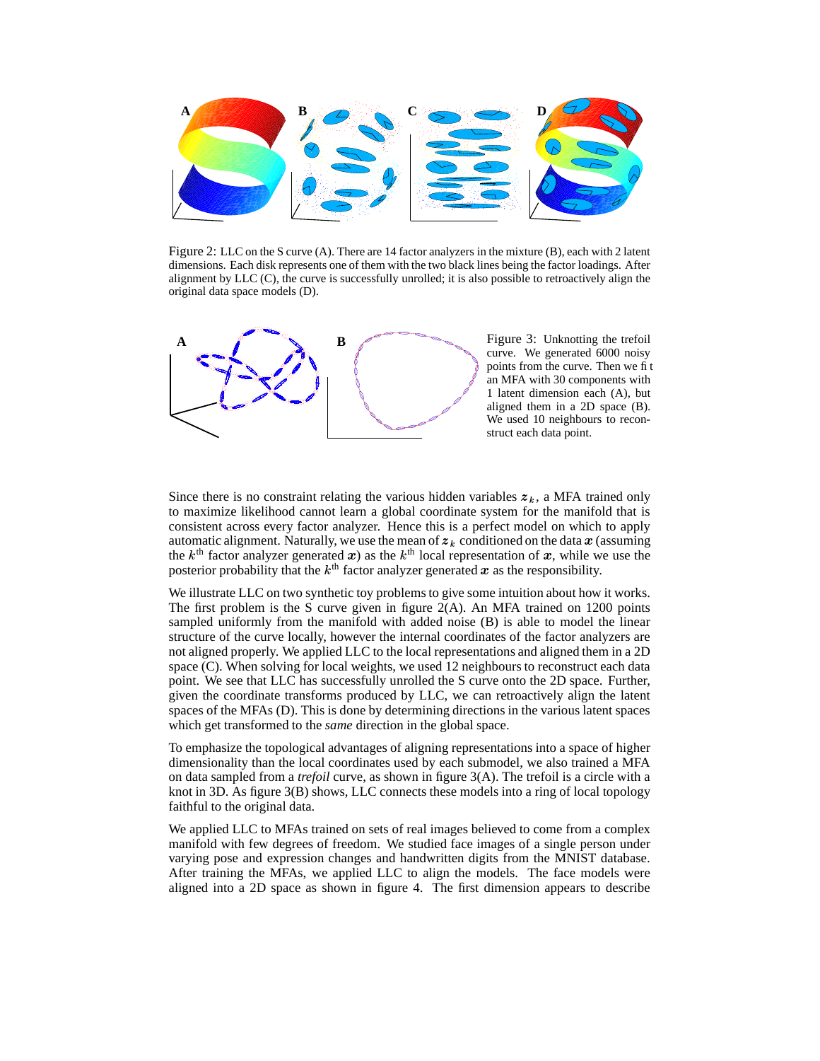Figure 2: LLC on the S curve (A). There are 14 factor analyzers in the mixture (B), each with 2 latent dimensions. Each disk represents one of them with the two black lines being the factor loadings. After alignment by LLC (C), the curve is successfully unrolled; it is also possible to retroactively align the original data space models (D).

Figure 3: Unknotting the trefoil curve. We generated 6000 noisy points from the curve. Then we fit an MFA with 30 components with 1 latent dimension each (A), but aligned them in a 2D space (B). We used 10 neighbours to reconstruct each data point.

Since there is no constraint relating the various hidden variables $\boldsymbol{z}_k$, a MFA trained only to maximize likelihood cannot learn a global coordinate system for the manifold that is consistent across every factor analyzer. Hence this is a perfect model on which to apply automatic alignment. Naturally, we use the mean of $\boldsymbol{z}_k$ conditioned on the data $\boldsymbol{x}$ (assuming the $k^{\text{th}}$ factor analyzer generated $\boldsymbol{x}$) as the $k^{\text{th}}$ local representation of $\boldsymbol{x}$, while we use the posterior probability that the $k^{\text{th}}$ factor analyzer generated $\boldsymbol{x}$ as the responsibility.

We illustrate LLC on two synthetic toy problems to give some intuition about how it works. The first problem is the S curve given in figure 2(A). An MFA trained on 1200 points sampled uniformly from the manifold with added noise (B) is able to model the linear structure of the curve locally, however the internal coordinates of the factor analyzers are not aligned properly. We applied LLC to the local representations and aligned them in a 2D space (C). When solving for local weights, we used 12 neighbours to reconstruct each data point. We see that LLC has successfully unrolled the S curve onto the 2D space. Further, given the coordinate transforms produced by LLC, we can retroactively align the latent spaces of the MFAs (D). This is done by determining directions in the various latent spaces which get transformed to the *same* direction in the global space.

To emphasize the topological advantages of aligning representations into a space of higher dimensionality than the local coordinates used by each submodel, we also trained a MFA on data sampled from a *trefoil* curve, as shown in figure 3(A). The trefoil is a circle with a knot in 3D. As figure 3(B) shows, LLC connects these models into a ring of local topology faithful to the original data.

We applied LLC to MFAs trained on sets of real images believed to come from a complex manifold with few degrees of freedom. We studied face images of a single person under varying pose and expression changes and handwritten digits from the MNIST database. After training the MFAs, we applied LLC to align the models. The face models were aligned into a 2D space as shown in figure 4. The first dimension appears to describe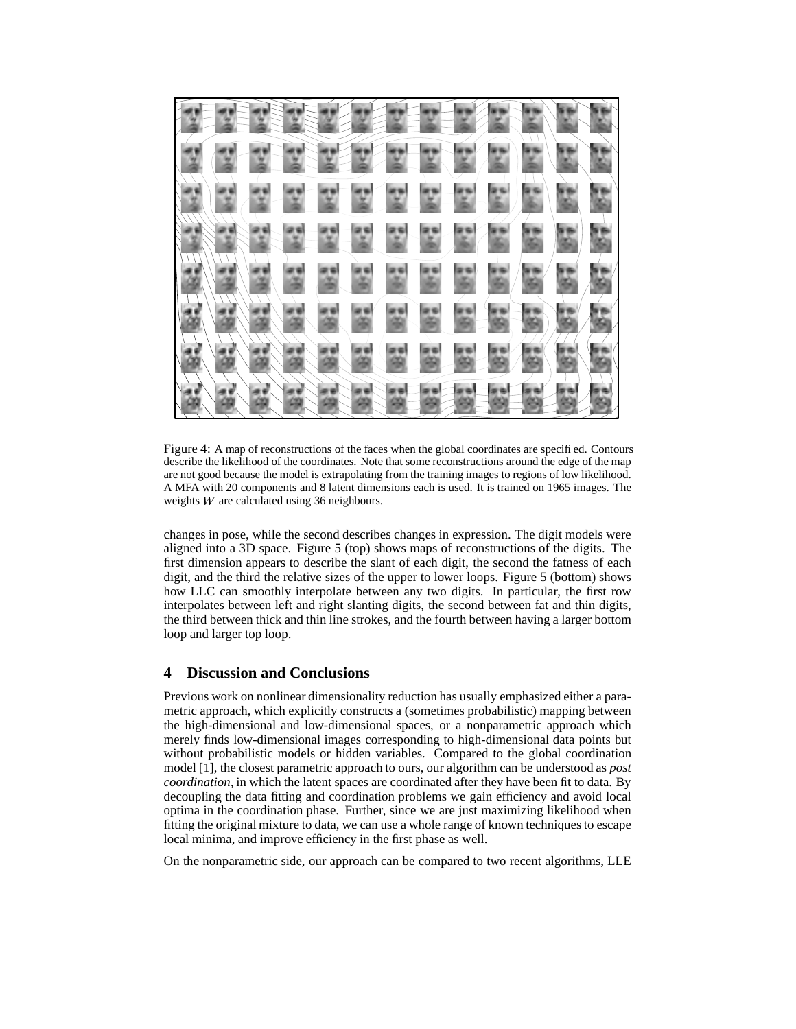Figure 4: A map of reconstructions of the faces when the global coordinates are specified. Contours describe the likelihood of the coordinates. Note that some reconstructions around the edge of the map are not good because the model is extrapolating from the training images to regions of low likelihood. A MFA with 20 components and 8 latent dimensions each is used. It is trained on 1965 images. The weights $W$ are calculated using 36 neighbours.

changes in pose, while the second describes changes in expression. The digit models were aligned into a 3D space. Figure 5 (top) shows maps of reconstructions of the digits. The first dimension appears to describe the slant of each digit, the second the fatness of each digit, and the third the relative sizes of the upper to lower loops. Figure 5 (bottom) shows how LLC can smoothly interpolate between any two digits. In particular, the first row interpolates between left and right slanting digits, the second between fat and thin digits, the third between thick and thin line strokes, and the fourth between having a larger bottom loop and larger top loop.

## 4 Discussion and Conclusions

Previous work on nonlinear dimensionality reduction has usually emphasized either a parametric approach, which explicitly constructs a (sometimes probabilistic) mapping between the high-dimensional and low-dimensional spaces, or a nonparametric approach which merely finds low-dimensional images corresponding to high-dimensional data points but without probabilistic models or hidden variables. Compared to the global coordination model [1], the closest parametric approach to ours, our algorithm can be understood as *post coordination*, in which the latent spaces are coordinated after they have been fit to data. By decoupling the data fitting and coordination problems we gain efficiency and avoid local optima in the coordination phase. Further, since we are just maximizing likelihood when fitting the original mixture to data, we can use a whole range of known techniques to escape local minima, and improve efficiency in the first phase as well.

On the nonparametric side, our approach can be compared to two recent algorithms, LLE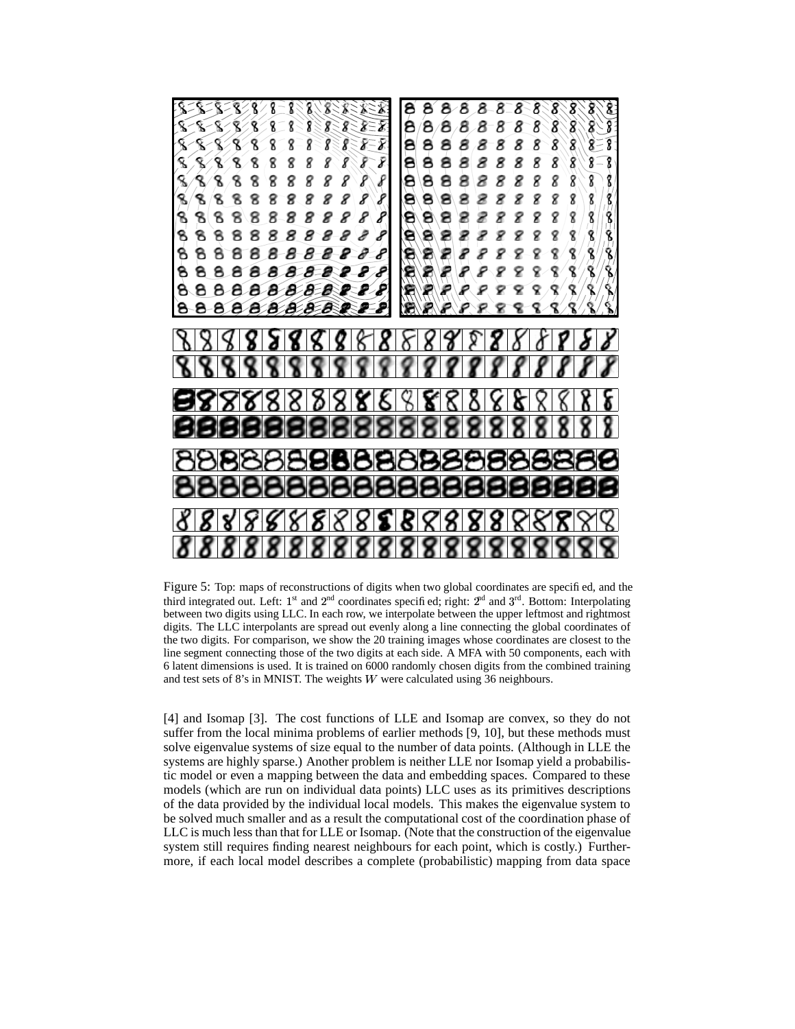Figure 5: Top: maps of reconstructions of digits when two global coordinates are specified, and the third integrated out. Left: 1[st] and 2[nd] coordinates specified; right: 2[nd] and 3[rd]. Bottom: Interpolating between two digits using LLC. In each row, we interpolate between the upper leftmost and rightmost digits. The LLC interpolants are spread out evenly along a line connecting the global coordinates of the two digits. For comparison, we show the 20 training images whose coordinates are closest to the line segment connecting those of the two digits at each side. A MFA with 50 components, each with 6 latent dimensions is used. It is trained on 6000 randomly chosen digits from the combined training and test sets of 8's in MNIST. The weights $W$ were calculated using 36 neighbours.

[4] and Isomap [3]. The cost functions of LLE and Isomap are convex, so they do not suffer from the local minima problems of earlier methods [9, 10], but these methods must solve eigenvalue systems of size equal to the number of data points. (Although in LLE the systems are highly sparse.) Another problem is neither LLE nor Isomap yield a probabilistic model or even a mapping between the data and embedding spaces. Compared to these models (which are run on individual data points) LLC uses as its primitives descriptions of the data provided by the individual local models. This makes the eigenvalue system to be solved much smaller and as a result the computational cost of the coordination phase of LLC is much less than that for LLE or Isomap. (Note that the construction of the eigenvalue system still requires finding nearest neighbours for each point, which is costly.) Furthermore, if each local model describes a complete (probabilistic) mapping from data space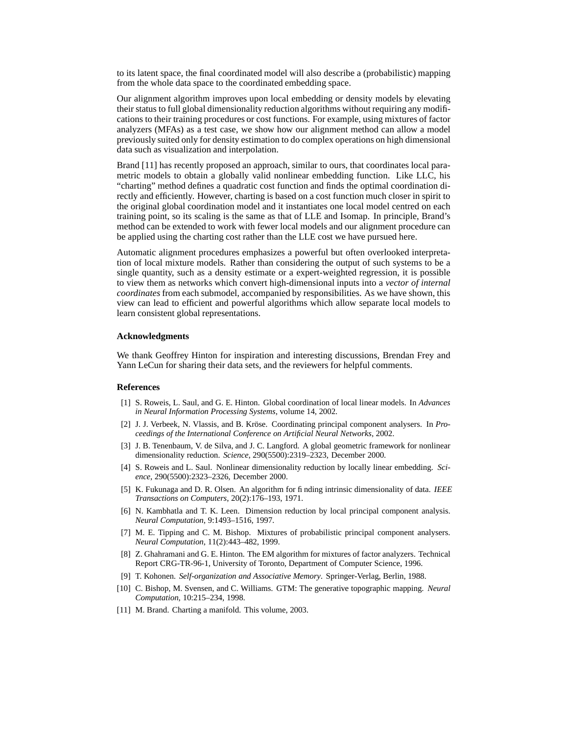to its latent space, the final coordinated model will also describe a (probabilistic) mapping from the whole data space to the coordinated embedding space.

Our alignment algorithm improves upon local embedding or density models by elevating their status to full global dimensionality reduction algorithms without requiring any modifications to their training procedures or cost functions. For example, using mixtures of factor analyzers (MFAs) as a test case, we show how our alignment method can allow a model previously suited only for density estimation to do complex operations on high dimensional data such as visualization and interpolation.

Brand [11] has recently proposed an approach, similar to ours, that coordinates local parametric models to obtain a globally valid nonlinear embedding function. Like LLC, his "charting" method defines a quadratic cost function and finds the optimal coordination directly and efficiently. However, charting is based on a cost function much closer in spirit to the original global coordination model and it instantiates one local model centred on each training point, so its scaling is the same as that of LLE and Isomap. In principle, Brand's method can be extended to work with fewer local models and our alignment procedure can be applied using the charting cost rather than the LLE cost we have pursued here.

Automatic alignment procedures emphasizes a powerful but often overlooked interpretation of local mixture models. Rather than considering the output of such systems to be a single quantity, such as a density estimate or a expert-weighted regression, it is possible to view them as networks which convert high-dimensional inputs into a *vector of internal coordinates* from each submodel, accompanied by responsibilities. As we have shown, this view can lead to efficient and powerful algorithms which allow separate local models to learn consistent global representations.

### Acknowledgments

We thank Geoffrey Hinton for inspiration and interesting discussions, Brendan Frey and Yann LeCun for sharing their data sets, and the reviewers for helpful comments.

### References

[1] S. Roweis, L. Saul, and G. E. Hinton. Global coordination of local linear models. In *Advances in Neural Information Processing Systems*, volume 14, 2002.

[2] J. J. Verbeek, N. Vlassis, and B. Kröse. Coordinating principal component analysers. In *Proceedings of the International Conference on Artificial Neural Networks*, 2002.

[3] J. B. Tenenbaum, V. de Silva, and J. C. Langford. A global geometric framework for nonlinear dimensionality reduction. *Science*, 290(5500):2319–2323, December 2000.

[4] S. Roweis and L. Saul. Nonlinear dimensionality reduction by locally linear embedding. *Science*, 290(5500):2323–2326, December 2000.

[5] K. Fukunaga and D. R. Olsen. An algorithm for finding intrinsic dimensionality of data. *IEEE Transactions on Computers*, 20(2):176–193, 1971.

[6] N. Kambhatla and T. K. Leen. Dimension reduction by local principal component analysis. *Neural Computation*, 9:1493–1516, 1997.

[7] M. E. Tipping and C. M. Bishop. Mixtures of probabilistic principal component analysers. *Neural Computation*, 11(2):443–482, 1999.

[8] Z. Ghahramani and G. E. Hinton. The EM algorithm for mixtures of factor analyzers. Technical Report CRG-TR-96-1, University of Toronto, Department of Computer Science, 1996.

[9] T. Kohonen. *Self-organization and Associative Memory*. Springer-Verlag, Berlin, 1988.

[10] C. Bishop, M. Svensen, and C. Williams. GTM: The generative topographic mapping. *Neural Computation*, 10:215–234, 1998.

[11] M. Brand. Charting a manifold. This volume, 2003.